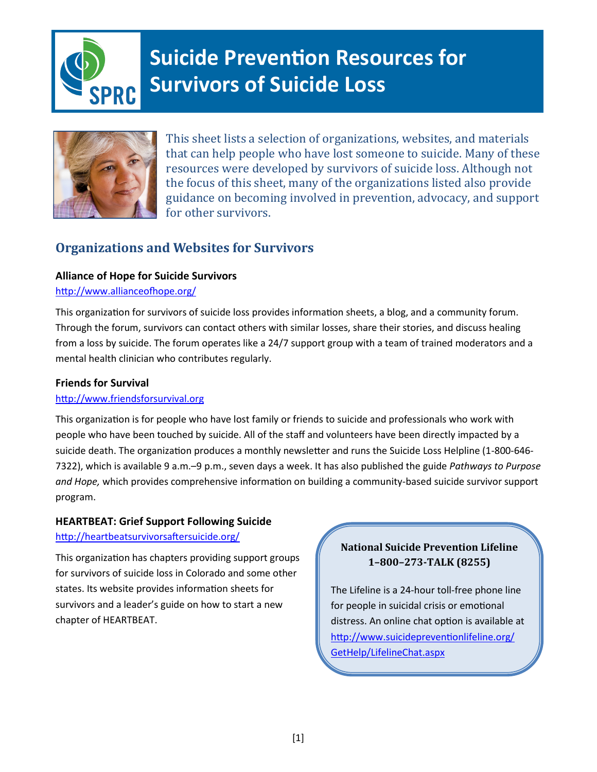# Suicide Prevention Resources for Survivors of Suicide Loss

This sheet lists a selection of organizations, websites, and materials that can help people who have lost someone to suicide. Many of these resources were developed by survivors of suicide loss. Although not the focus of this sheet, many of the organizations listed also provide guidance on becoming involved in prevention, advocacy, and support for other survivors.

## Organizations and Websites for Survivors

### Alliance of Hope for Suicide Survivors

http://www.allianceofhope.org/

This organization for survivors of suicide loss provides information sheets, a blog, and a community forum. Through the forum, survivors can contact others with similar losses, share their stories, and discuss healing from a loss by suicide. The forum operates like a 24/7 support group with a team of trained moderators and a mental health clinician who contributes regularly.

### Friends for Survival

http://www.friendsforsurvival.org

This organization is for people who have lost family or friends to suicide and professionals who work with people who have been touched by suicide. All of the staff and volunteers have been directly impacted by a suicide death. The organization produces a monthly newsletter and runs the Suicide Loss Helpline (1-800-646-7322), which is available 9 a.m.–9 p.m., seven days a week. It has also published the guide *Pathways to Purpose and Hope,* which provides comprehensive information on building a community-based suicide survivor support program.

### HEARTBEAT: Grief Support Following Suicide

http://heartbeatsurvivorsaftersuicide.org/

This organization has chapters providing support groups for survivors of suicide loss in Colorado and some other states. Its website provides information sheets for survivors and a leader's guide on how to start a new chapter of HEARTBEAT.

**National Suicide Prevention Lifeline**
**1–800–273-TALK (8255)**

The Lifeline is a 24-hour toll-free phone line for people in suicidal crisis or emotional distress. An online chat option is available at http://www.suicidepreventionlifeline.org/GetHelp/LifelineChat.aspx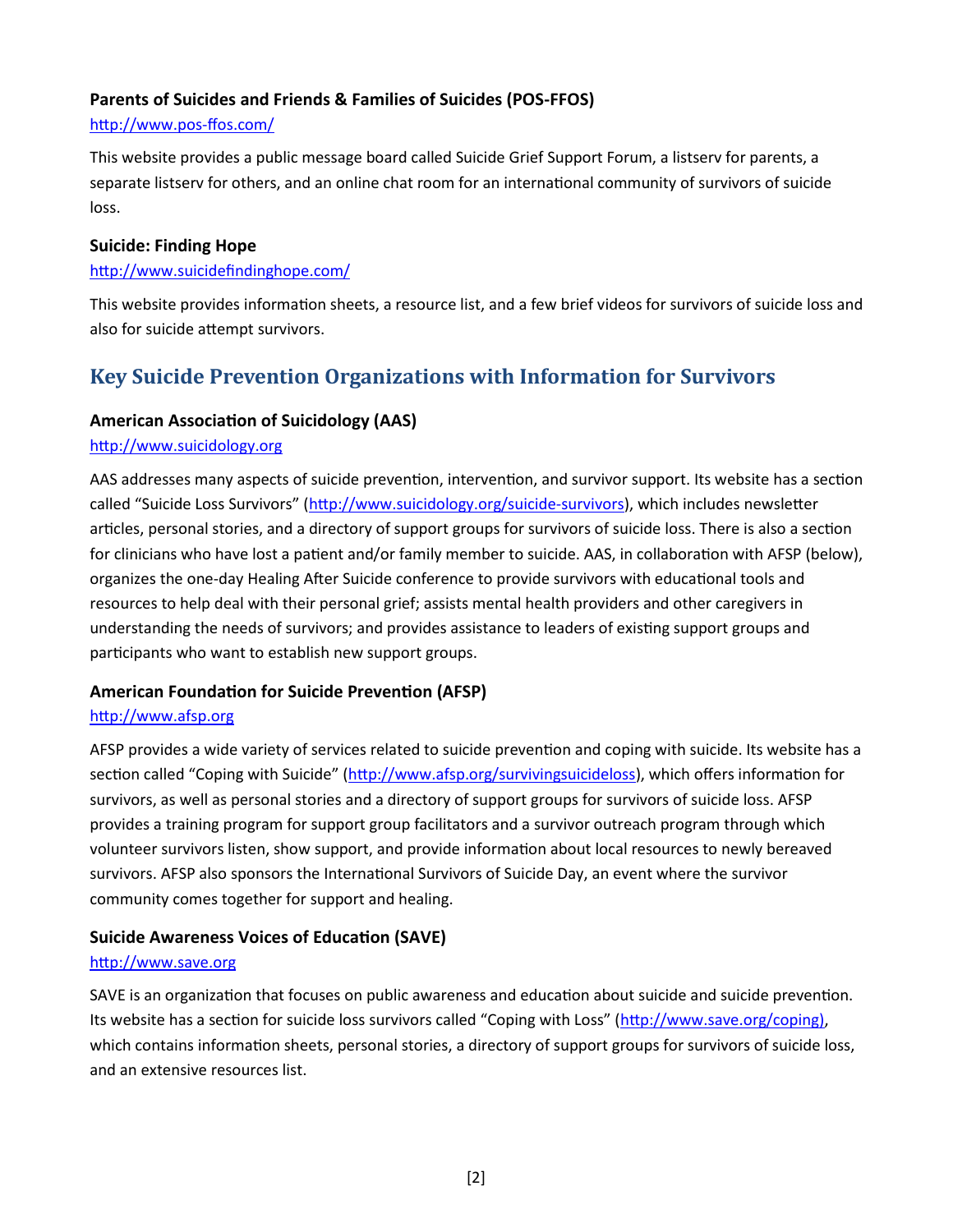### Parents of Suicides and Friends & Families of Suicides (POS-FFOS)

http://www.pos-ffos.com/

This website provides a public message board called Suicide Grief Support Forum, a listserv for parents, a separate listserv for others, and an online chat room for an international community of survivors of suicide loss.

### Suicide: Finding Hope

http://www.suicidefindinghope.com/

This website provides information sheets, a resource list, and a few brief videos for survivors of suicide loss and also for suicide attempt survivors.

## Key Suicide Prevention Organizations with Information for Survivors

### American Association of Suicidology (AAS)

http://www.suicidology.org

AAS addresses many aspects of suicide prevention, intervention, and survivor support. Its website has a section called "Suicide Loss Survivors" (http://www.suicidology.org/suicide-survivors), which includes newsletter articles, personal stories, and a directory of support groups for survivors of suicide loss. There is also a section for clinicians who have lost a patient and/or family member to suicide. AAS, in collaboration with AFSP (below), organizes the one-day Healing After Suicide conference to provide survivors with educational tools and resources to help deal with their personal grief; assists mental health providers and other caregivers in understanding the needs of survivors; and provides assistance to leaders of existing support groups and participants who want to establish new support groups.

### American Foundation for Suicide Prevention (AFSP)

http://www.afsp.org

AFSP provides a wide variety of services related to suicide prevention and coping with suicide. Its website has a section called "Coping with Suicide" (http://www.afsp.org/survivingsuicideloss), which offers information for survivors, as well as personal stories and a directory of support groups for survivors of suicide loss. AFSP provides a training program for support group facilitators and a survivor outreach program through which volunteer survivors listen, show support, and provide information about local resources to newly bereaved survivors. AFSP also sponsors the International Survivors of Suicide Day, an event where the survivor community comes together for support and healing.

### Suicide Awareness Voices of Education (SAVE)

http://www.save.org

SAVE is an organization that focuses on public awareness and education about suicide and suicide prevention. Its website has a section for suicide loss survivors called "Coping with Loss" (http://www.save.org/coping), which contains information sheets, personal stories, a directory of support groups for survivors of suicide loss, and an extensive resources list.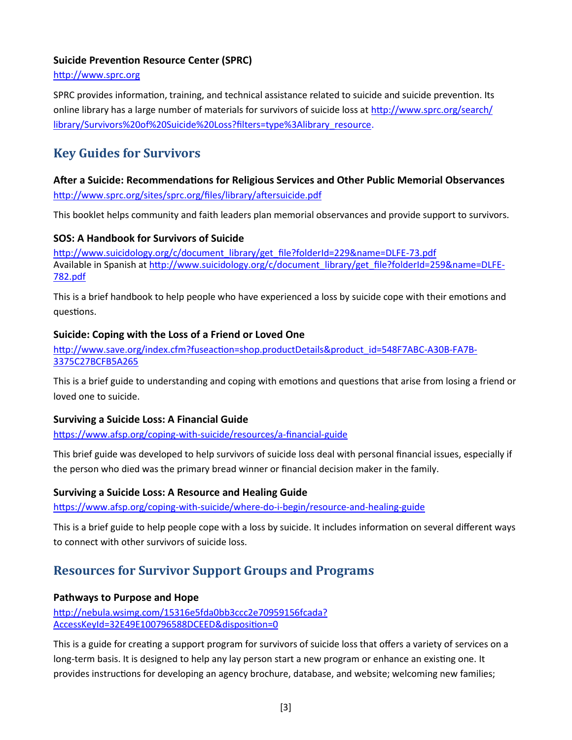**Suicide Prevention Resource Center (SPRC)**
http://www.sprc.org

SPRC provides information, training, and technical assistance related to suicide and suicide prevention. Its online library has a large number of materials for survivors of suicide loss at http://www.sprc.org/search/library/Survivors%20of%20Suicide%20Loss?filters=type%3Alibrary_resource.

## Key Guides for Survivors

**After a Suicide: Recommendations for Religious Services and Other Public Memorial Observances**
http://www.sprc.org/sites/sprc.org/files/library/aftersuicide.pdf

This booklet helps community and faith leaders plan memorial observances and provide support to survivors.

**SOS: A Handbook for Survivors of Suicide**
http://www.suicidology.org/c/document_library/get_file?folderId=229&name=DLFE-73.pdf
Available in Spanish at http://www.suicidology.org/c/document_library/get_file?folderId=259&name=DLFE-782.pdf

This is a brief handbook to help people who have experienced a loss by suicide cope with their emotions and questions.

**Suicide: Coping with the Loss of a Friend or Loved One**
http://www.save.org/index.cfm?fuseaction=shop.productDetails&product_id=548F7ABC-A30B-FA7B-3375C27BCFB5A265

This is a brief guide to understanding and coping with emotions and questions that arise from losing a friend or loved one to suicide.

**Surviving a Suicide Loss: A Financial Guide**
https://www.afsp.org/coping-with-suicide/resources/a-financial-guide

This brief guide was developed to help survivors of suicide loss deal with personal financial issues, especially if the person who died was the primary bread winner or financial decision maker in the family.

**Surviving a Suicide Loss: A Resource and Healing Guide**
https://www.afsp.org/coping-with-suicide/where-do-i-begin/resource-and-healing-guide

This is a brief guide to help people cope with a loss by suicide. It includes information on several different ways to connect with other survivors of suicide loss.

## Resources for Survivor Support Groups and Programs

**Pathways to Purpose and Hope**
http://nebula.wsimg.com/15316e5fda0bb3ccc2e70959156fcada?AccessKeyId=32E49E100796588DCEED&disposition=0

This is a guide for creating a support program for survivors of suicide loss that offers a variety of services on a long-term basis. It is designed to help any lay person start a new program or enhance an existing one. It provides instructions for developing an agency brochure, database, and website; welcoming new families;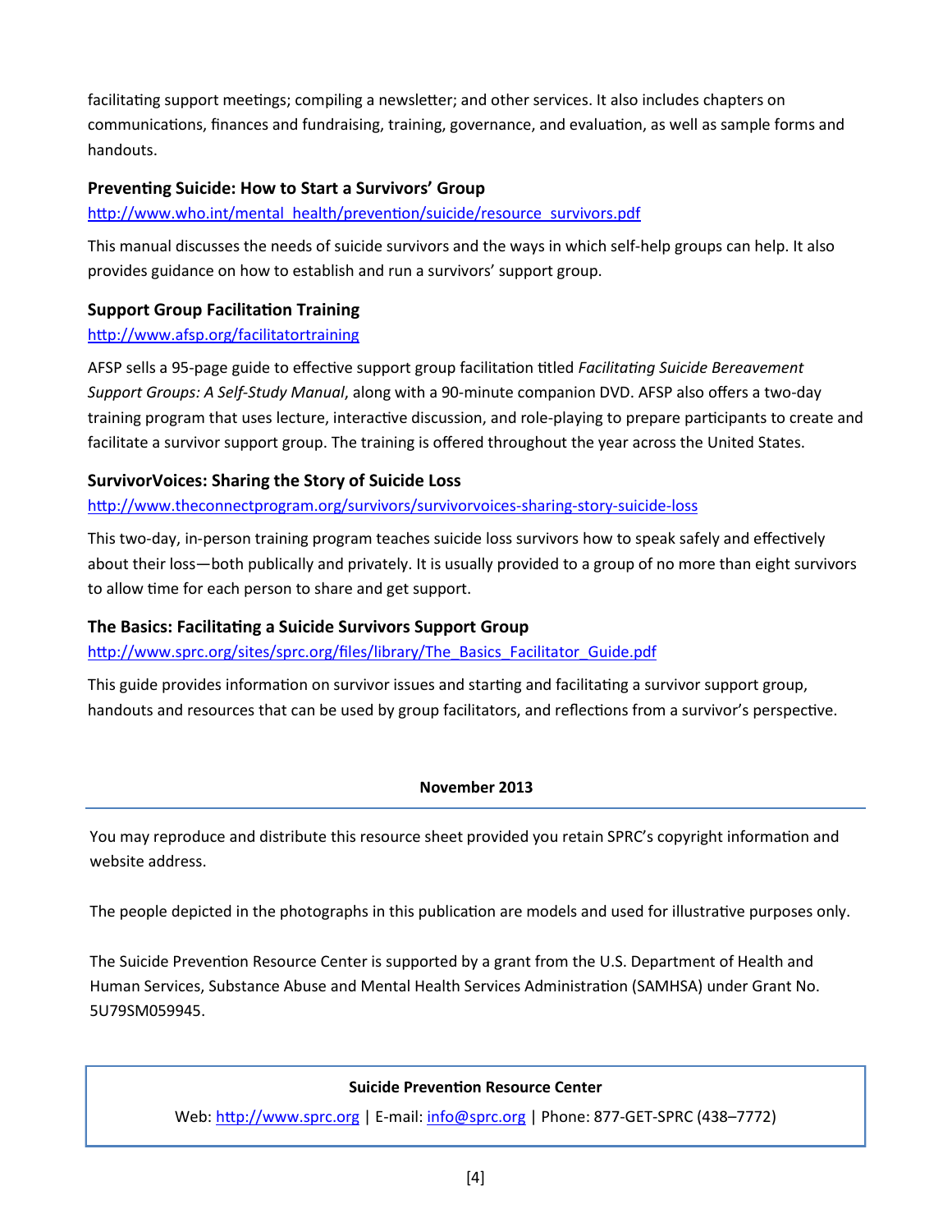facilitating support meetings; compiling a newsletter; and other services. It also includes chapters on communications, finances and fundraising, training, governance, and evaluation, as well as sample forms and handouts.

### Preventing Suicide: How to Start a Survivors' Group

http://www.who.int/mental_health/prevention/suicide/resource_survivors.pdf

This manual discusses the needs of suicide survivors and the ways in which self-help groups can help. It also provides guidance on how to establish and run a survivors' support group.

### Support Group Facilitation Training

http://www.afsp.org/facilitatortraining

AFSP sells a 95-page guide to effective support group facilitation titled *Facilitating Suicide Bereavement Support Groups: A Self-Study Manual*, along with a 90-minute companion DVD. AFSP also offers a two-day training program that uses lecture, interactive discussion, and role-playing to prepare participants to create and facilitate a survivor support group. The training is offered throughout the year across the United States.

### SurvivorVoices: Sharing the Story of Suicide Loss

http://www.theconnectprogram.org/survivors/survivorvoices-sharing-story-suicide-loss

This two-day, in-person training program teaches suicide loss survivors how to speak safely and effectively about their loss—both publically and privately. It is usually provided to a group of no more than eight survivors to allow time for each person to share and get support.

### The Basics: Facilitating a Suicide Survivors Support Group

http://www.sprc.org/sites/sprc.org/files/library/The_Basics_Facilitator_Guide.pdf

This guide provides information on survivor issues and starting and facilitating a survivor support group, handouts and resources that can be used by group facilitators, and reflections from a survivor's perspective.

**November 2013**

---

You may reproduce and distribute this resource sheet provided you retain SPRC's copyright information and website address.

The people depicted in the photographs in this publication are models and used for illustrative purposes only.

The Suicide Prevention Resource Center is supported by a grant from the U.S. Department of Health and Human Services, Substance Abuse and Mental Health Services Administration (SAMHSA) under Grant No. 5U79SM059945.

**Suicide Prevention Resource Center**

Web: http://www.sprc.org | E-mail: info@sprc.org | Phone: 877-GET-SPRC (438–7772)